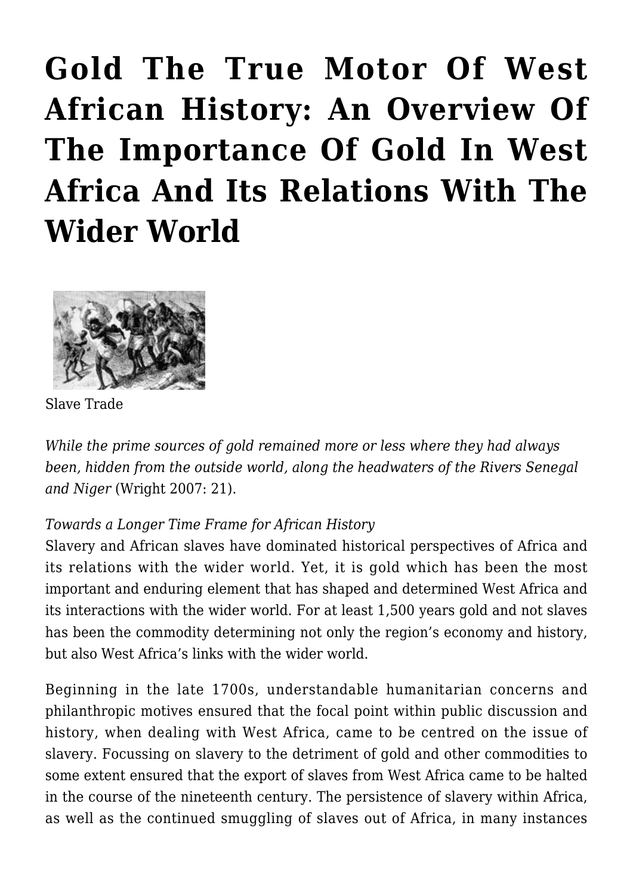# Gold The True Motor Of West African History: An Overview Of The Importance Of Gold In West Africa And Its Relations With The Wider World

Slave Trade

*While the prime sources of gold remained more or less where they had always been, hidden from the outside world, along the headwaters of the Rivers Senegal and Niger* (Wright 2007: 21).

*Towards a Longer Time Frame for African History*

Slavery and African slaves have dominated historical perspectives of Africa and its relations with the wider world. Yet, it is gold which has been the most important and enduring element that has shaped and determined West Africa and its interactions with the wider world. For at least 1,500 years gold and not slaves has been the commodity determining not only the region's economy and history, but also West Africa's links with the wider world.

Beginning in the late 1700s, understandable humanitarian concerns and philanthropic motives ensured that the focal point within public discussion and history, when dealing with West Africa, came to be centred on the issue of slavery. Focussing on slavery to the detriment of gold and other commodities to some extent ensured that the export of slaves from West Africa came to be halted in the course of the nineteenth century. The persistence of slavery within Africa, as well as the continued smuggling of slaves out of Africa, in many instances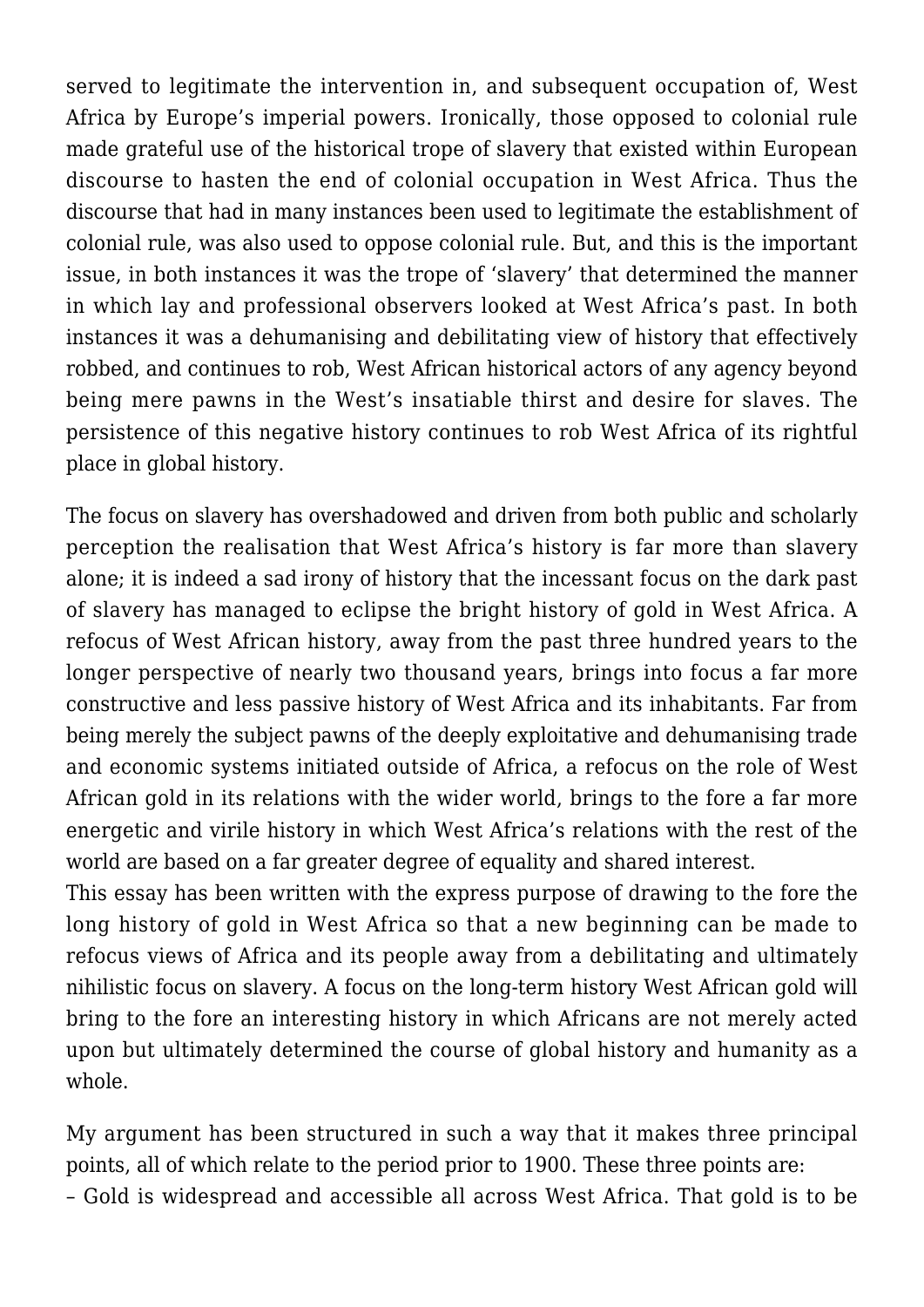served to legitimate the intervention in, and subsequent occupation of, West Africa by Europe's imperial powers. Ironically, those opposed to colonial rule made grateful use of the historical trope of slavery that existed within European discourse to hasten the end of colonial occupation in West Africa. Thus the discourse that had in many instances been used to legitimate the establishment of colonial rule, was also used to oppose colonial rule. But, and this is the important issue, in both instances it was the trope of 'slavery' that determined the manner in which lay and professional observers looked at West Africa's past. In both instances it was a dehumanising and debilitating view of history that effectively robbed, and continues to rob, West African historical actors of any agency beyond being mere pawns in the West's insatiable thirst and desire for slaves. The persistence of this negative history continues to rob West Africa of its rightful place in global history.

The focus on slavery has overshadowed and driven from both public and scholarly perception the realisation that West Africa's history is far more than slavery alone; it is indeed a sad irony of history that the incessant focus on the dark past of slavery has managed to eclipse the bright history of gold in West Africa. A refocus of West African history, away from the past three hundred years to the longer perspective of nearly two thousand years, brings into focus a far more constructive and less passive history of West Africa and its inhabitants. Far from being merely the subject pawns of the deeply exploitative and dehumanising trade and economic systems initiated outside of Africa, a refocus on the role of West African gold in its relations with the wider world, brings to the fore a far more energetic and virile history in which West Africa's relations with the rest of the world are based on a far greater degree of equality and shared interest.

This essay has been written with the express purpose of drawing to the fore the long history of gold in West Africa so that a new beginning can be made to refocus views of Africa and its people away from a debilitating and ultimately nihilistic focus on slavery. A focus on the long-term history West African gold will bring to the fore an interesting history in which Africans are not merely acted upon but ultimately determined the course of global history and humanity as a whole.

My argument has been structured in such a way that it makes three principal points, all of which relate to the period prior to 1900. These three points are:

– Gold is widespread and accessible all across West Africa. That gold is to be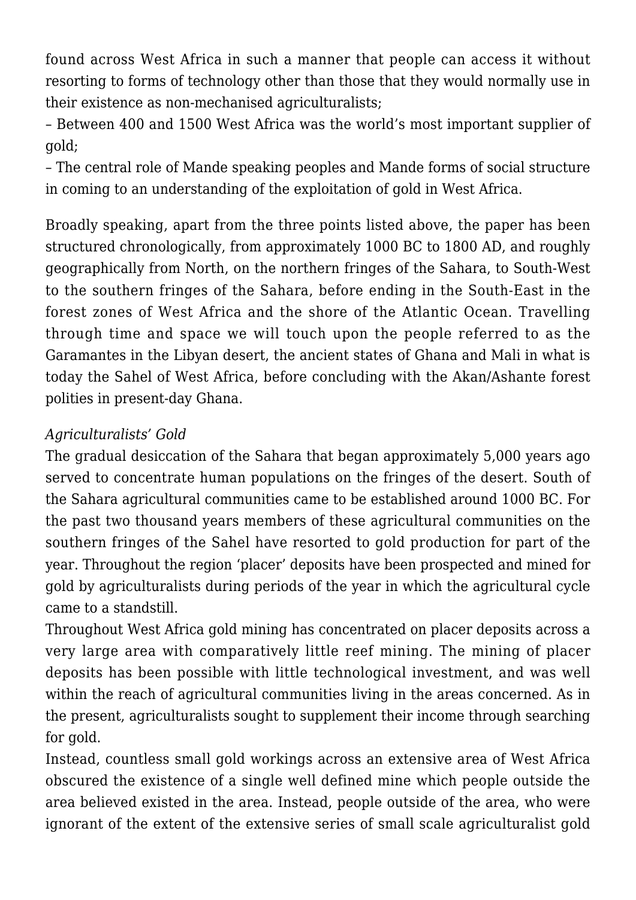found across West Africa in such a manner that people can access it without resorting to forms of technology other than those that they would normally use in their existence as non-mechanised agriculturalists;

– Between 400 and 1500 West Africa was the world's most important supplier of gold;

– The central role of Mande speaking peoples and Mande forms of social structure in coming to an understanding of the exploitation of gold in West Africa.

Broadly speaking, apart from the three points listed above, the paper has been structured chronologically, from approximately 1000 BC to 1800 AD, and roughly geographically from North, on the northern fringes of the Sahara, to South-West to the southern fringes of the Sahara, before ending in the South-East in the forest zones of West Africa and the shore of the Atlantic Ocean. Travelling through time and space we will touch upon the people referred to as the Garamantes in the Libyan desert, the ancient states of Ghana and Mali in what is today the Sahel of West Africa, before concluding with the Akan/Ashante forest polities in present-day Ghana.

*Agriculturalists' Gold*

The gradual desiccation of the Sahara that began approximately 5,000 years ago served to concentrate human populations on the fringes of the desert. South of the Sahara agricultural communities came to be established around 1000 BC. For the past two thousand years members of these agricultural communities on the southern fringes of the Sahel have resorted to gold production for part of the year. Throughout the region 'placer' deposits have been prospected and mined for gold by agriculturalists during periods of the year in which the agricultural cycle came to a standstill.

Throughout West Africa gold mining has concentrated on placer deposits across a very large area with comparatively little reef mining. The mining of placer deposits has been possible with little technological investment, and was well within the reach of agricultural communities living in the areas concerned. As in the present, agriculturalists sought to supplement their income through searching for gold.

Instead, countless small gold workings across an extensive area of West Africa obscured the existence of a single well defined mine which people outside the area believed existed in the area. Instead, people outside of the area, who were ignorant of the extent of the extensive series of small scale agriculturalist gold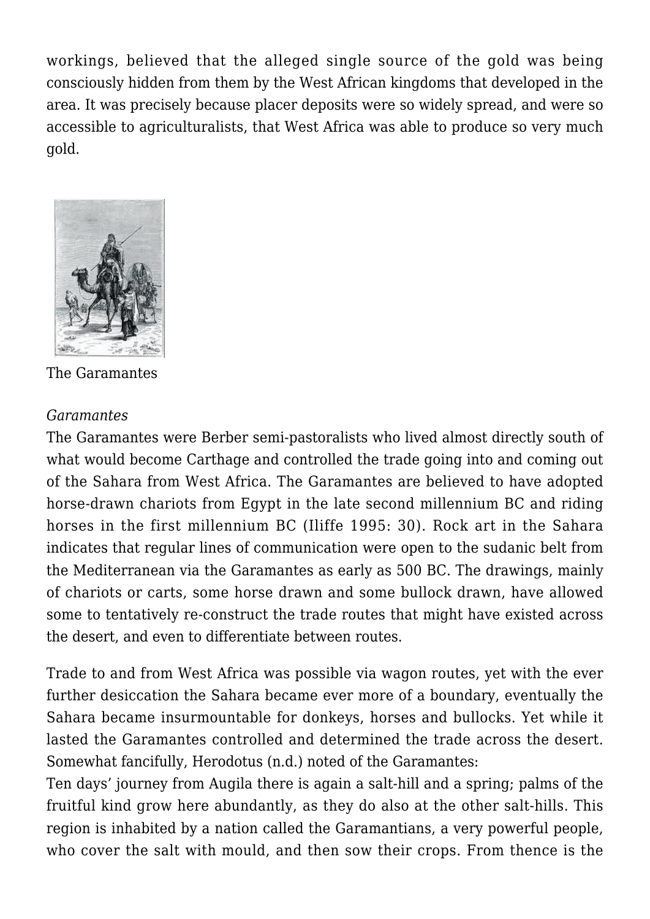workings, believed that the alleged single source of the gold was being consciously hidden from them by the West African kingdoms that developed in the area. It was precisely because placer deposits were so widely spread, and were so accessible to agriculturalists, that West Africa was able to produce so very much gold.

The Garamantes

*Garamantes*

The Garamantes were Berber semi-pastoralists who lived almost directly south of what would become Carthage and controlled the trade going into and coming out of the Sahara from West Africa. The Garamantes are believed to have adopted horse-drawn chariots from Egypt in the late second millennium BC and riding horses in the first millennium BC (Iliffe 1995: 30). Rock art in the Sahara indicates that regular lines of communication were open to the sudanic belt from the Mediterranean via the Garamantes as early as 500 BC. The drawings, mainly of chariots or carts, some horse drawn and some bullock drawn, have allowed some to tentatively re-construct the trade routes that might have existed across the desert, and even to differentiate between routes.

Trade to and from West Africa was possible via wagon routes, yet with the ever further desiccation the Sahara became ever more of a boundary, eventually the Sahara became insurmountable for donkeys, horses and bullocks. Yet while it lasted the Garamantes controlled and determined the trade across the desert. Somewhat fancifully, Herodotus (n.d.) noted of the Garamantes:

Ten days' journey from Augila there is again a salt-hill and a spring; palms of the fruitful kind grow here abundantly, as they do also at the other salt-hills. This region is inhabited by a nation called the Garamantians, a very powerful people, who cover the salt with mould, and then sow their crops. From thence is the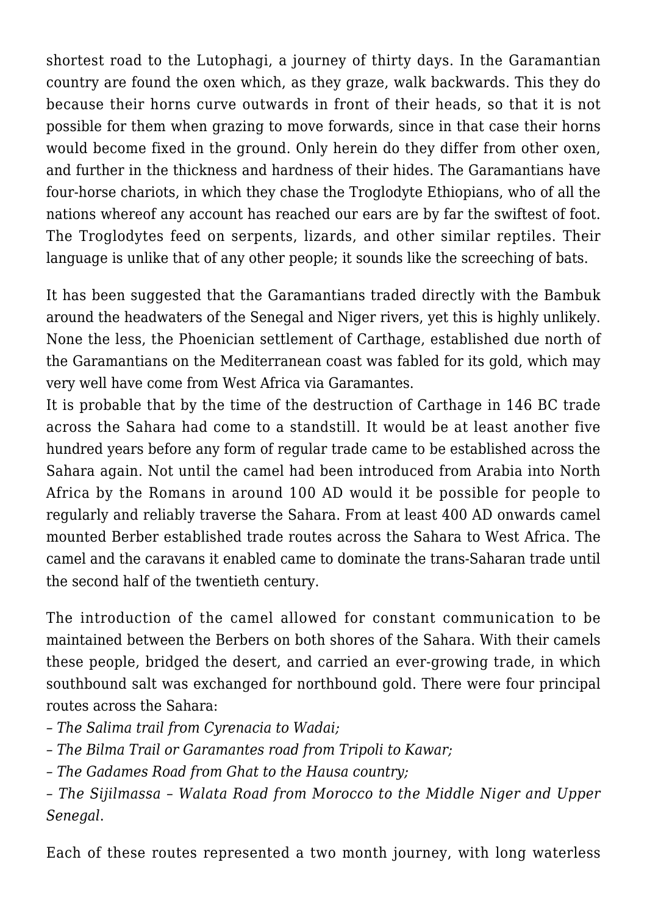shortest road to the Lutophagi, a journey of thirty days. In the Garamantian country are found the oxen which, as they graze, walk backwards. This they do because their horns curve outwards in front of their heads, so that it is not possible for them when grazing to move forwards, since in that case their horns would become fixed in the ground. Only herein do they differ from other oxen, and further in the thickness and hardness of their hides. The Garamantians have four-horse chariots, in which they chase the Troglodyte Ethiopians, who of all the nations whereof any account has reached our ears are by far the swiftest of foot. The Troglodytes feed on serpents, lizards, and other similar reptiles. Their language is unlike that of any other people; it sounds like the screeching of bats.

It has been suggested that the Garamantians traded directly with the Bambuk around the headwaters of the Senegal and Niger rivers, yet this is highly unlikely. None the less, the Phoenician settlement of Carthage, established due north of the Garamantians on the Mediterranean coast was fabled for its gold, which may very well have come from West Africa via Garamantes.

It is probable that by the time of the destruction of Carthage in 146 BC trade across the Sahara had come to a standstill. It would be at least another five hundred years before any form of regular trade came to be established across the Sahara again. Not until the camel had been introduced from Arabia into North Africa by the Romans in around 100 AD would it be possible for people to regularly and reliably traverse the Sahara. From at least 400 AD onwards camel mounted Berber established trade routes across the Sahara to West Africa. The camel and the caravans it enabled came to dominate the trans-Saharan trade until the second half of the twentieth century.

The introduction of the camel allowed for constant communication to be maintained between the Berbers on both shores of the Sahara. With their camels these people, bridged the desert, and carried an ever-growing trade, in which southbound salt was exchanged for northbound gold. There were four principal routes across the Sahara:

– *The Salima trail from Cyrenacia to Wadai;*
– *The Bilma Trail or Garamantes road from Tripoli to Kawar;*
– *The Gadames Road from Ghat to the Hausa country;*
– *The Sijilmassa – Walata Road from Morocco to the Middle Niger and Upper Senegal*.

Each of these routes represented a two month journey, with long waterless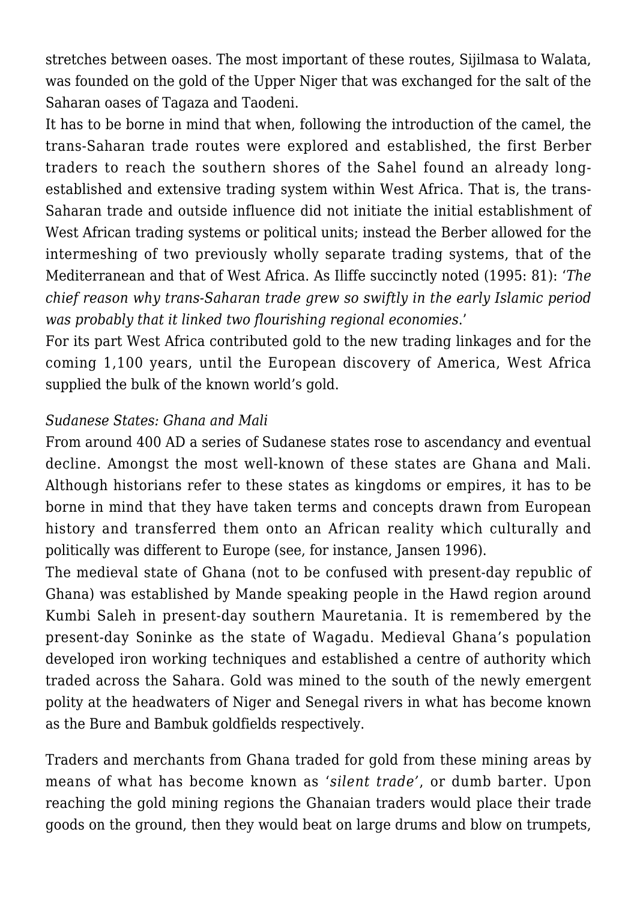stretches between oases. The most important of these routes, Sijilmasa to Walata, was founded on the gold of the Upper Niger that was exchanged for the salt of the Saharan oases of Tagaza and Taodeni.

It has to be borne in mind that when, following the introduction of the camel, the trans-Saharan trade routes were explored and established, the first Berber traders to reach the southern shores of the Sahel found an already long-established and extensive trading system within West Africa. That is, the trans-Saharan trade and outside influence did not initiate the initial establishment of West African trading systems or political units; instead the Berber allowed for the intermeshing of two previously wholly separate trading systems, that of the Mediterranean and that of West Africa. As Iliffe succinctly noted (1995: 81): '*The chief reason why trans-Saharan trade grew so swiftly in the early Islamic period was probably that it linked two flourishing regional economies*.'

For its part West Africa contributed gold to the new trading linkages and for the coming 1,100 years, until the European discovery of America, West Africa supplied the bulk of the known world's gold.

*Sudanese States: Ghana and Mali*

From around 400 AD a series of Sudanese states rose to ascendancy and eventual decline. Amongst the most well-known of these states are Ghana and Mali. Although historians refer to these states as kingdoms or empires, it has to be borne in mind that they have taken terms and concepts drawn from European history and transferred them onto an African reality which culturally and politically was different to Europe (see, for instance, Jansen 1996).

The medieval state of Ghana (not to be confused with present-day republic of Ghana) was established by Mande speaking people in the Hawd region around Kumbi Saleh in present-day southern Mauretania. It is remembered by the present-day Soninke as the state of Wagadu. Medieval Ghana's population developed iron working techniques and established a centre of authority which traded across the Sahara. Gold was mined to the south of the newly emergent polity at the headwaters of Niger and Senegal rivers in what has become known as the Bure and Bambuk goldfields respectively.

Traders and merchants from Ghana traded for gold from these mining areas by means of what has become known as '*silent trade'*, or dumb barter. Upon reaching the gold mining regions the Ghanaian traders would place their trade goods on the ground, then they would beat on large drums and blow on trumpets,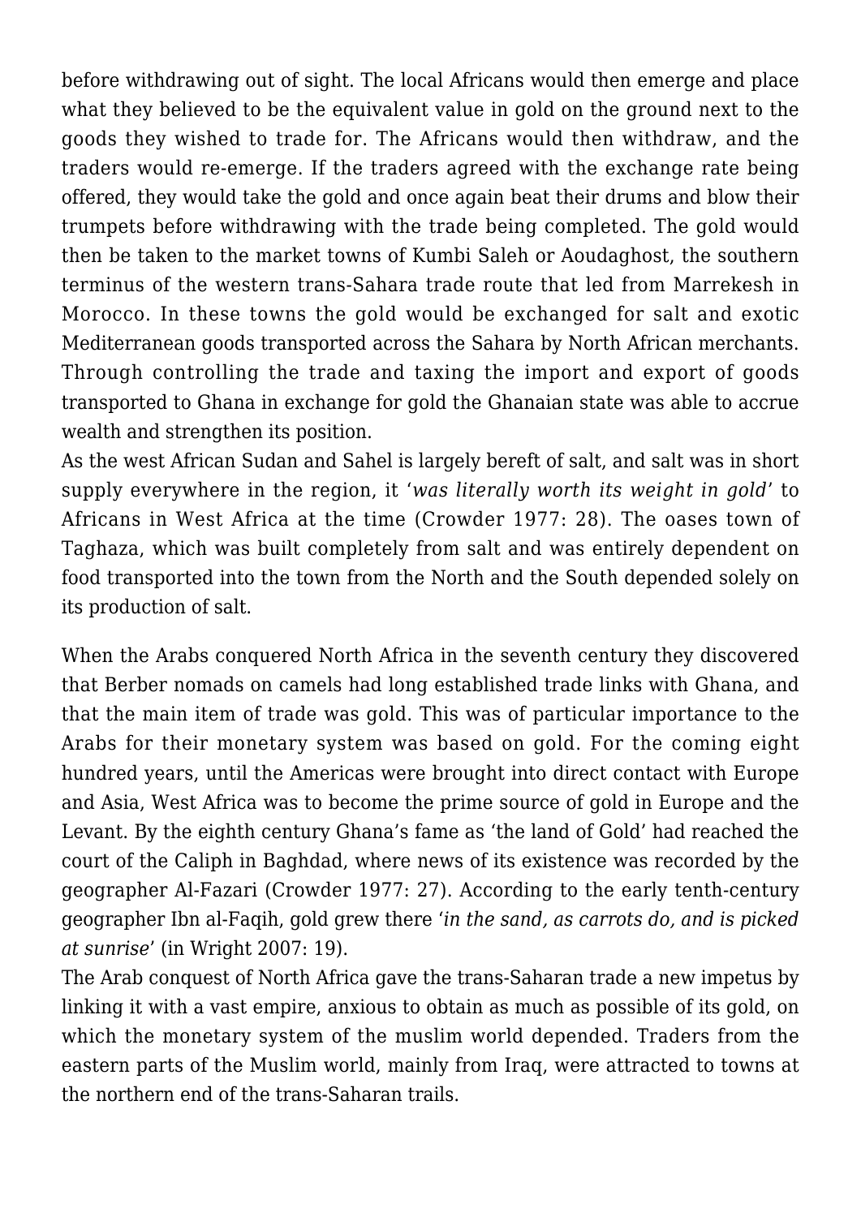before withdrawing out of sight. The local Africans would then emerge and place what they believed to be the equivalent value in gold on the ground next to the goods they wished to trade for. The Africans would then withdraw, and the traders would re-emerge. If the traders agreed with the exchange rate being offered, they would take the gold and once again beat their drums and blow their trumpets before withdrawing with the trade being completed. The gold would then be taken to the market towns of Kumbi Saleh or Aoudaghost, the southern terminus of the western trans-Sahara trade route that led from Marrekesh in Morocco. In these towns the gold would be exchanged for salt and exotic Mediterranean goods transported across the Sahara by North African merchants. Through controlling the trade and taxing the import and export of goods transported to Ghana in exchange for gold the Ghanaian state was able to accrue wealth and strengthen its position.
As the west African Sudan and Sahel is largely bereft of salt, and salt was in short supply everywhere in the region, it '*was literally worth its weight in gold*' to Africans in West Africa at the time (Crowder 1977: 28). The oases town of Taghaza, which was built completely from salt and was entirely dependent on food transported into the town from the North and the South depended solely on its production of salt.

When the Arabs conquered North Africa in the seventh century they discovered that Berber nomads on camels had long established trade links with Ghana, and that the main item of trade was gold. This was of particular importance to the Arabs for their monetary system was based on gold. For the coming eight hundred years, until the Americas were brought into direct contact with Europe and Asia, West Africa was to become the prime source of gold in Europe and the Levant. By the eighth century Ghana's fame as 'the land of Gold' had reached the court of the Caliph in Baghdad, where news of its existence was recorded by the geographer Al-Fazari (Crowder 1977: 27). According to the early tenth-century geographer Ibn al-Faqih, gold grew there '*in the sand, as carrots do, and is picked at sunrise*' (in Wright 2007: 19).
The Arab conquest of North Africa gave the trans-Saharan trade a new impetus by linking it with a vast empire, anxious to obtain as much as possible of its gold, on which the monetary system of the muslim world depended. Traders from the eastern parts of the Muslim world, mainly from Iraq, were attracted to towns at the northern end of the trans-Saharan trails.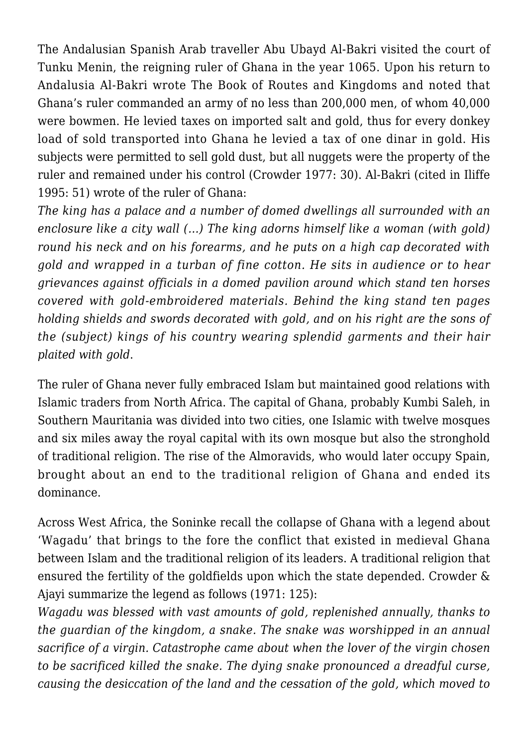The Andalusian Spanish Arab traveller Abu Ubayd Al-Bakri visited the court of Tunku Menin, the reigning ruler of Ghana in the year 1065. Upon his return to Andalusia Al-Bakri wrote The Book of Routes and Kingdoms and noted that Ghana's ruler commanded an army of no less than 200,000 men, of whom 40,000 were bowmen. He levied taxes on imported salt and gold, thus for every donkey load of sold transported into Ghana he levied a tax of one dinar in gold. His subjects were permitted to sell gold dust, but all nuggets were the property of the ruler and remained under his control (Crowder 1977: 30). Al-Bakri (cited in Iliffe 1995: 51) wrote of the ruler of Ghana:

*The king has a palace and a number of domed dwellings all surrounded with an enclosure like a city wall (…) The king adorns himself like a woman (with gold) round his neck and on his forearms, and he puts on a high cap decorated with gold and wrapped in a turban of fine cotton. He sits in audience or to hear grievances against officials in a domed pavilion around which stand ten horses covered with gold-embroidered materials. Behind the king stand ten pages holding shields and swords decorated with gold, and on his right are the sons of the (subject) kings of his country wearing splendid garments and their hair plaited with gold.*

The ruler of Ghana never fully embraced Islam but maintained good relations with Islamic traders from North Africa. The capital of Ghana, probably Kumbi Saleh, in Southern Mauritania was divided into two cities, one Islamic with twelve mosques and six miles away the royal capital with its own mosque but also the stronghold of traditional religion. The rise of the Almoravids, who would later occupy Spain, brought about an end to the traditional religion of Ghana and ended its dominance.

Across West Africa, the Soninke recall the collapse of Ghana with a legend about 'Wagadu' that brings to the fore the conflict that existed in medieval Ghana between Islam and the traditional religion of its leaders. A traditional religion that ensured the fertility of the goldfields upon which the state depended. Crowder & Ajayi summarize the legend as follows (1971: 125):

*Wagadu was blessed with vast amounts of gold, replenished annually, thanks to the guardian of the kingdom, a snake. The snake was worshipped in an annual sacrifice of a virgin. Catastrophe came about when the lover of the virgin chosen to be sacrificed killed the snake. The dying snake pronounced a dreadful curse, causing the desiccation of the land and the cessation of the gold, which moved to*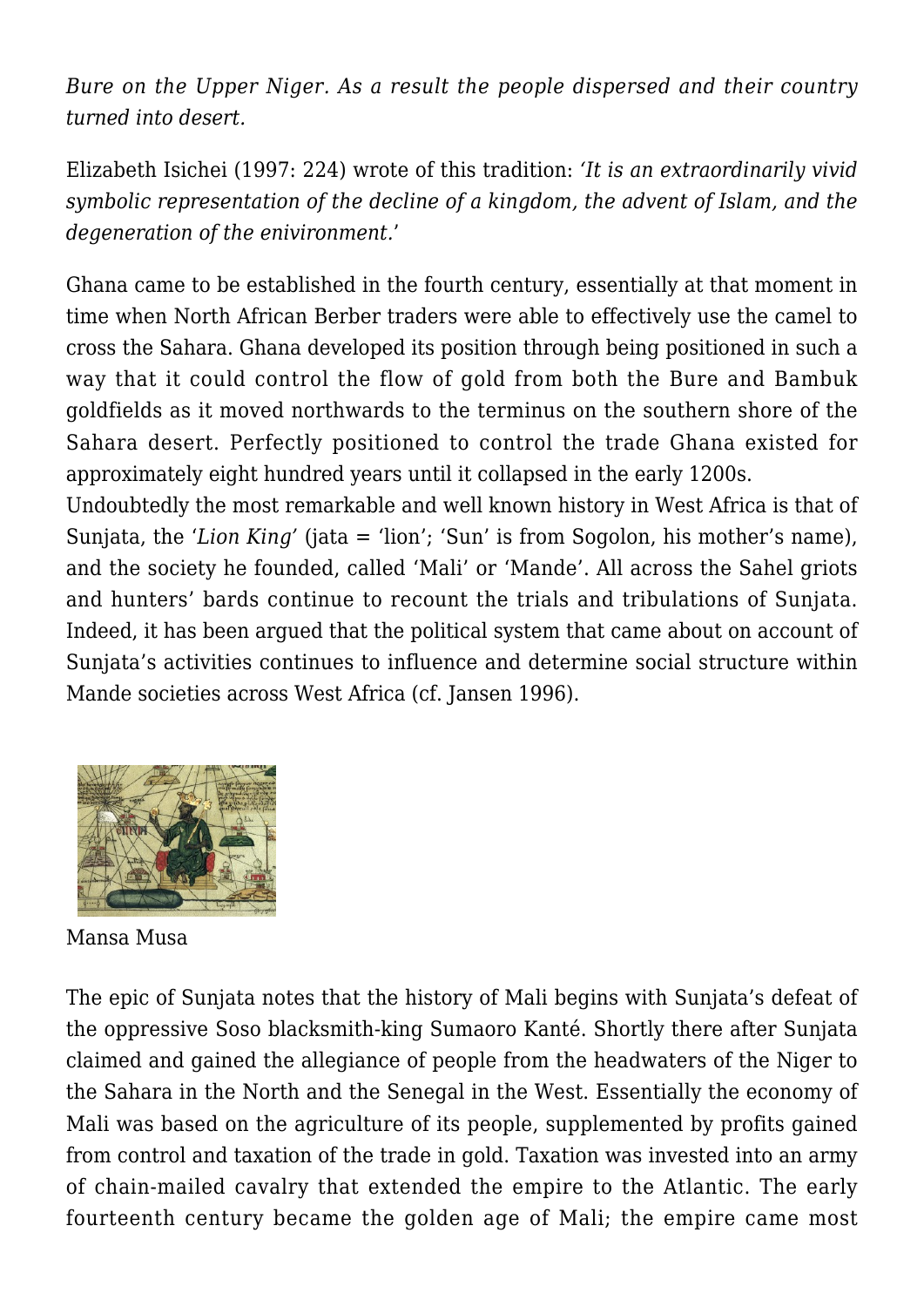*Bure on the Upper Niger. As a result the people dispersed and their country turned into desert.*

Elizabeth Isichei (1997: 224) wrote of this tradition: '*It is an extraordinarily vivid symbolic representation of the decline of a kingdom, the advent of Islam, and the degeneration of the enivironment.*'

Ghana came to be established in the fourth century, essentially at that moment in time when North African Berber traders were able to effectively use the camel to cross the Sahara. Ghana developed its position through being positioned in such a way that it could control the flow of gold from both the Bure and Bambuk goldfields as it moved northwards to the terminus on the southern shore of the Sahara desert. Perfectly positioned to control the trade Ghana existed for approximately eight hundred years until it collapsed in the early 1200s.

Undoubtedly the most remarkable and well known history in West Africa is that of Sunjata, the '*Lion King*' (jata = 'lion'; 'Sun' is from Sogolon, his mother's name), and the society he founded, called 'Mali' or 'Mande'. All across the Sahel griots and hunters' bards continue to recount the trials and tribulations of Sunjata. Indeed, it has been argued that the political system that came about on account of Sunjata's activities continues to influence and determine social structure within Mande societies across West Africa (cf. Jansen 1996).

Mansa Musa

The epic of Sunjata notes that the history of Mali begins with Sunjata's defeat of the oppressive Soso blacksmith-king Sumaoro Kanté. Shortly there after Sunjata claimed and gained the allegiance of people from the headwaters of the Niger to the Sahara in the North and the Senegal in the West. Essentially the economy of Mali was based on the agriculture of its people, supplemented by profits gained from control and taxation of the trade in gold. Taxation was invested into an army of chain-mailed cavalry that extended the empire to the Atlantic. The early fourteenth century became the golden age of Mali; the empire came most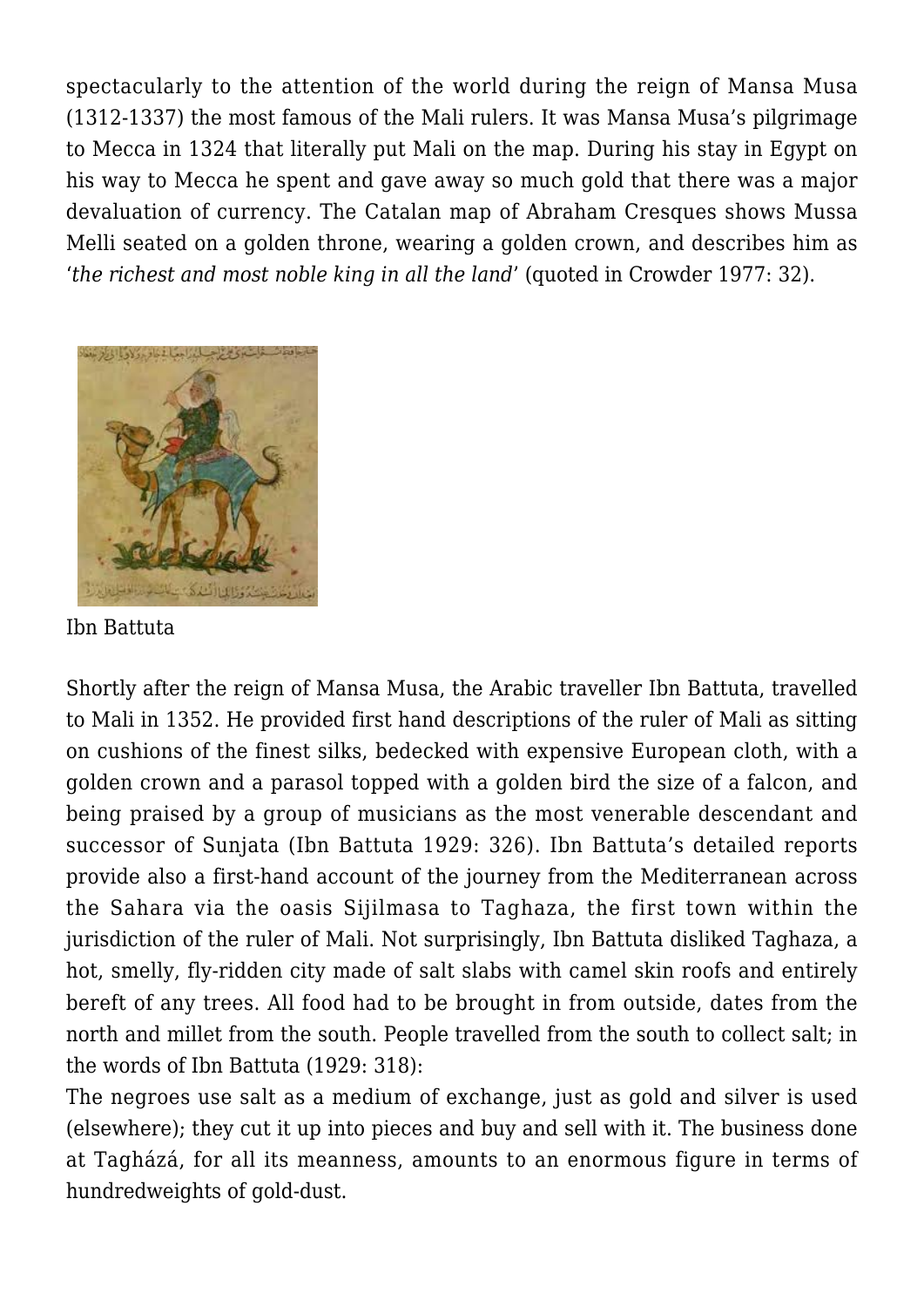spectacularly to the attention of the world during the reign of Mansa Musa (1312-1337) the most famous of the Mali rulers. It was Mansa Musa's pilgrimage to Mecca in 1324 that literally put Mali on the map. During his stay in Egypt on his way to Mecca he spent and gave away so much gold that there was a major devaluation of currency. The Catalan map of Abraham Cresques shows Mussa Melli seated on a golden throne, wearing a golden crown, and describes him as '*the richest and most noble king in all the land*' (quoted in Crowder 1977: 32).

Ibn Battuta

Shortly after the reign of Mansa Musa, the Arabic traveller Ibn Battuta, travelled to Mali in 1352. He provided first hand descriptions of the ruler of Mali as sitting on cushions of the finest silks, bedecked with expensive European cloth, with a golden crown and a parasol topped with a golden bird the size of a falcon, and being praised by a group of musicians as the most venerable descendant and successor of Sunjata (Ibn Battuta 1929: 326). Ibn Battuta's detailed reports provide also a first-hand account of the journey from the Mediterranean across the Sahara via the oasis Sijilmasa to Taghaza, the first town within the jurisdiction of the ruler of Mali. Not surprisingly, Ibn Battuta disliked Taghaza, a hot, smelly, fly-ridden city made of salt slabs with camel skin roofs and entirely bereft of any trees. All food had to be brought in from outside, dates from the north and millet from the south. People travelled from the south to collect salt; in the words of Ibn Battuta (1929: 318):

The negroes use salt as a medium of exchange, just as gold and silver is used (elsewhere); they cut it up into pieces and buy and sell with it. The business done at Tagházá, for all its meanness, amounts to an enormous figure in terms of hundredweights of gold-dust.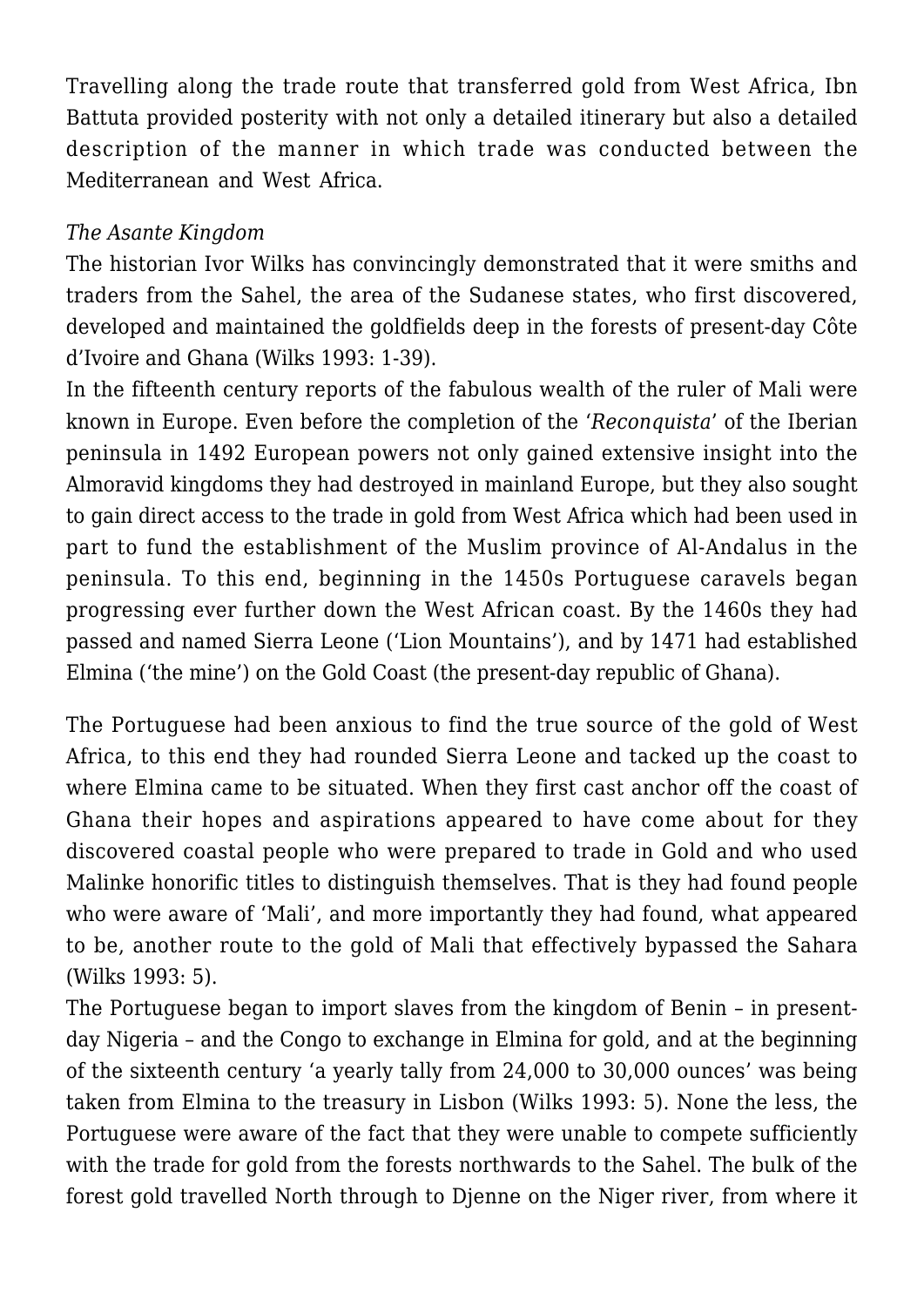Travelling along the trade route that transferred gold from West Africa, Ibn Battuta provided posterity with not only a detailed itinerary but also a detailed description of the manner in which trade was conducted between the Mediterranean and West Africa.

*The Asante Kingdom*

The historian Ivor Wilks has convincingly demonstrated that it were smiths and traders from the Sahel, the area of the Sudanese states, who first discovered, developed and maintained the goldfields deep in the forests of present-day Côte d'Ivoire and Ghana (Wilks 1993: 1-39).

In the fifteenth century reports of the fabulous wealth of the ruler of Mali were known in Europe. Even before the completion of the '*Reconquista*' of the Iberian peninsula in 1492 European powers not only gained extensive insight into the Almoravid kingdoms they had destroyed in mainland Europe, but they also sought to gain direct access to the trade in gold from West Africa which had been used in part to fund the establishment of the Muslim province of Al-Andalus in the peninsula. To this end, beginning in the 1450s Portuguese caravels began progressing ever further down the West African coast. By the 1460s they had passed and named Sierra Leone ('Lion Mountains'), and by 1471 had established Elmina ('the mine') on the Gold Coast (the present-day republic of Ghana).

The Portuguese had been anxious to find the true source of the gold of West Africa, to this end they had rounded Sierra Leone and tacked up the coast to where Elmina came to be situated. When they first cast anchor off the coast of Ghana their hopes and aspirations appeared to have come about for they discovered coastal people who were prepared to trade in Gold and who used Malinke honorific titles to distinguish themselves. That is they had found people who were aware of 'Mali', and more importantly they had found, what appeared to be, another route to the gold of Mali that effectively bypassed the Sahara (Wilks 1993: 5).

The Portuguese began to import slaves from the kingdom of Benin – in present-day Nigeria – and the Congo to exchange in Elmina for gold, and at the beginning of the sixteenth century 'a yearly tally from 24,000 to 30,000 ounces' was being taken from Elmina to the treasury in Lisbon (Wilks 1993: 5). None the less, the Portuguese were aware of the fact that they were unable to compete sufficiently with the trade for gold from the forests northwards to the Sahel. The bulk of the forest gold travelled North through to Djenne on the Niger river, from where it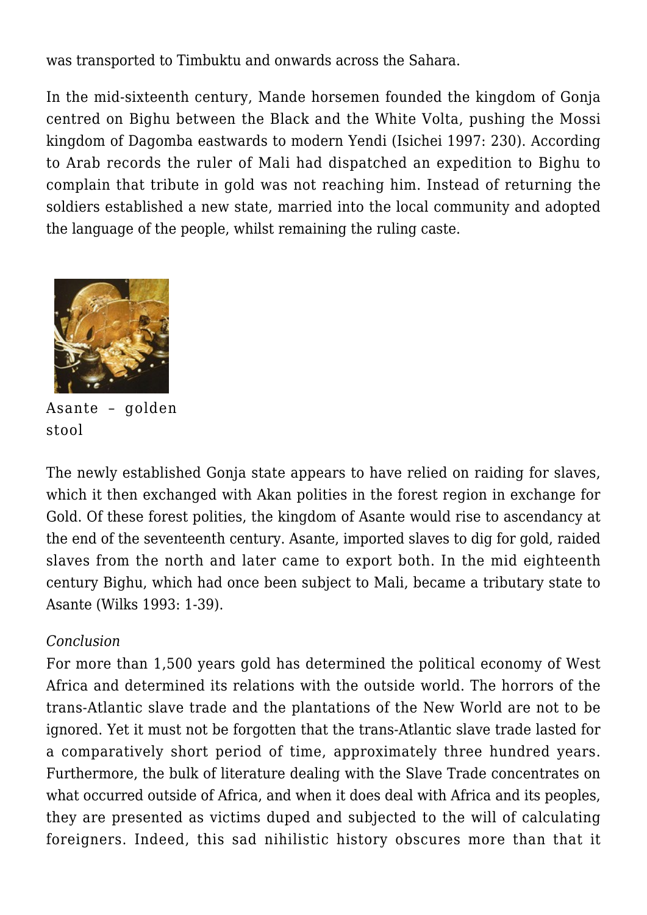was transported to Timbuktu and onwards across the Sahara.

In the mid-sixteenth century, Mande horsemen founded the kingdom of Gonja centred on Bighu between the Black and the White Volta, pushing the Mossi kingdom of Dagomba eastwards to modern Yendi (Isichei 1997: 230). According to Arab records the ruler of Mali had dispatched an expedition to Bighu to complain that tribute in gold was not reaching him. Instead of returning the soldiers established a new state, married into the local community and adopted the language of the people, whilst remaining the ruling caste.

Asante – golden stool

The newly established Gonja state appears to have relied on raiding for slaves, which it then exchanged with Akan polities in the forest region in exchange for Gold. Of these forest polities, the kingdom of Asante would rise to ascendancy at the end of the seventeenth century. Asante, imported slaves to dig for gold, raided slaves from the north and later came to export both. In the mid eighteenth century Bighu, which had once been subject to Mali, became a tributary state to Asante (Wilks 1993: 1-39).

*Conclusion*

For more than 1,500 years gold has determined the political economy of West Africa and determined its relations with the outside world. The horrors of the trans-Atlantic slave trade and the plantations of the New World are not to be ignored. Yet it must not be forgotten that the trans-Atlantic slave trade lasted for a comparatively short period of time, approximately three hundred years. Furthermore, the bulk of literature dealing with the Slave Trade concentrates on what occurred outside of Africa, and when it does deal with Africa and its peoples, they are presented as victims duped and subjected to the will of calculating foreigners. Indeed, this sad nihilistic history obscures more than that it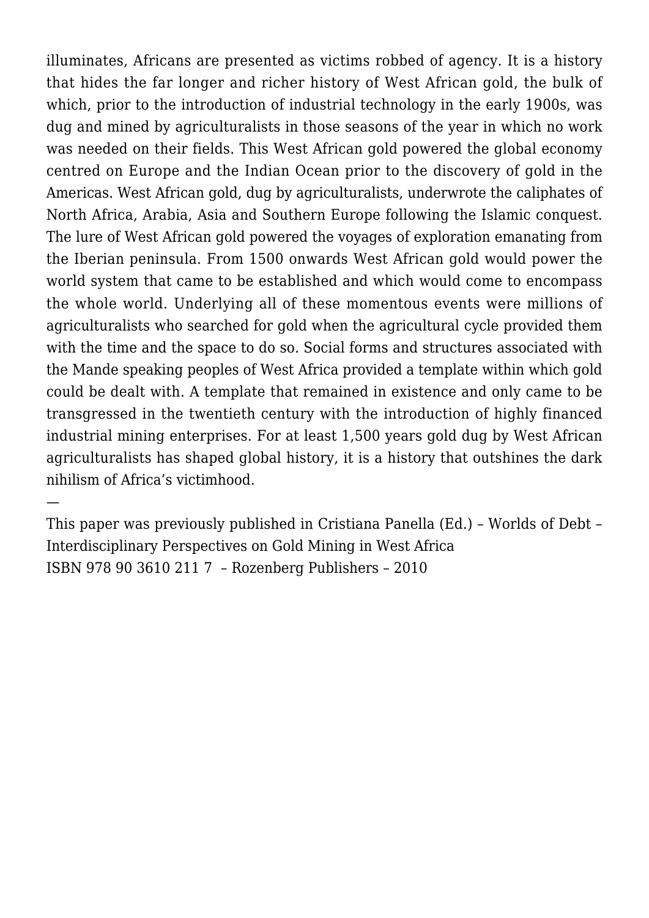illuminates, Africans are presented as victims robbed of agency. It is a history that hides the far longer and richer history of West African gold, the bulk of which, prior to the introduction of industrial technology in the early 1900s, was dug and mined by agriculturalists in those seasons of the year in which no work was needed on their fields. This West African gold powered the global economy centred on Europe and the Indian Ocean prior to the discovery of gold in the Americas. West African gold, dug by agriculturalists, underwrote the caliphates of North Africa, Arabia, Asia and Southern Europe following the Islamic conquest. The lure of West African gold powered the voyages of exploration emanating from the Iberian peninsula. From 1500 onwards West African gold would power the world system that came to be established and which would come to encompass the whole world. Underlying all of these momentous events were millions of agriculturalists who searched for gold when the agricultural cycle provided them with the time and the space to do so. Social forms and structures associated with the Mande speaking peoples of West Africa provided a template within which gold could be dealt with. A template that remained in existence and only came to be transgressed in the twentieth century with the introduction of highly financed industrial mining enterprises. For at least 1,500 years gold dug by West African agriculturalists has shaped global history, it is a history that outshines the dark nihilism of Africa's victimhood.

—

This paper was previously published in Cristiana Panella (Ed.) – Worlds of Debt – Interdisciplinary Perspectives on Gold Mining in West Africa
ISBN 978 90 3610 211 7 – Rozenberg Publishers – 2010